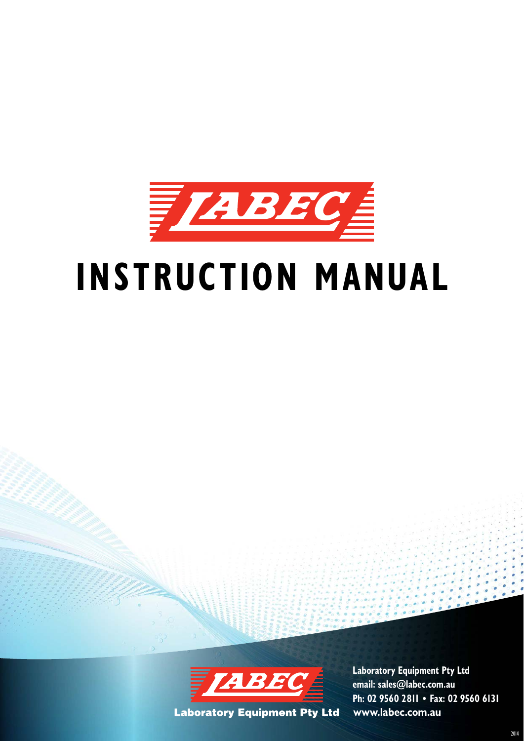LABEC

# INSTRUCTION MANUAL

LABEC

Laboratory Equipment Pty Ltd

**Laboratory Equipment Pty Ltd**
**email: sales@labec.com.au**
**Ph: 02 9560 2811 • Fax: 02 9560 6131**
**www.labec.com.au**

2014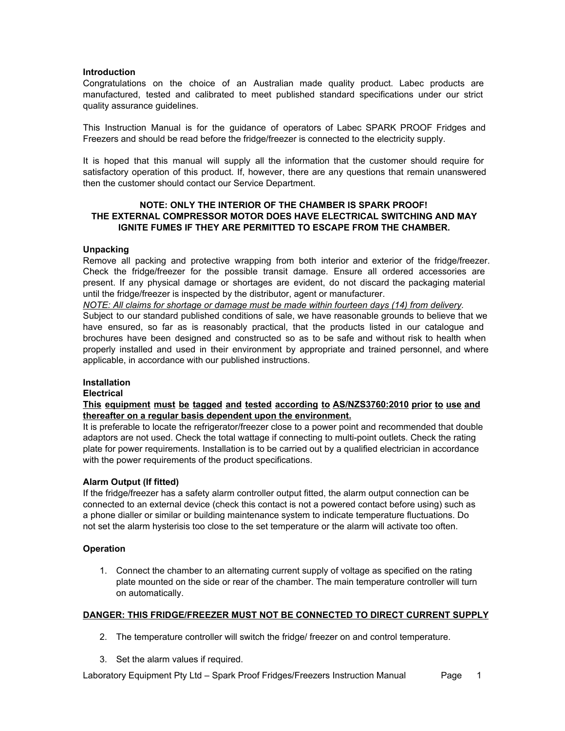## Introduction

Congratulations on the choice of an Australian made quality product. Labec products are manufactured, tested and calibrated to meet published standard specifications under our strict quality assurance guidelines.

This Instruction Manual is for the guidance of operators of Labec SPARK PROOF Fridges and Freezers and should be read before the fridge/freezer is connected to the electricity supply.

It is hoped that this manual will supply all the information that the customer should require for satisfactory operation of this product. If, however, there are any questions that remain unanswered then the customer should contact our Service Department.

**NOTE: ONLY THE INTERIOR OF THE CHAMBER IS SPARK PROOF!**
**THE EXTERNAL COMPRESSOR MOTOR DOES HAVE ELECTRICAL SWITCHING AND MAY IGNITE FUMES IF THEY ARE PERMITTED TO ESCAPE FROM THE CHAMBER.**

## Unpacking

Remove all packing and protective wrapping from both interior and exterior of the fridge/freezer. Check the fridge/freezer for the possible transit damage. Ensure all ordered accessories are present. If any physical damage or shortages are evident, do not discard the packaging material until the fridge/freezer is inspected by the distributor, agent or manufacturer.

*NOTE: All claims for shortage or damage must be made within fourteen days (14) from delivery.*

Subject to our standard published conditions of sale, we have reasonable grounds to believe that we have ensured, so far as is reasonably practical, that the products listed in our catalogue and brochures have been designed and constructed so as to be safe and without risk to health when properly installed and used in their environment by appropriate and trained personnel, and where applicable, in accordance with our published instructions.

## Installation

### Electrical

**This equipment must be tagged and tested according to AS/NZS3760:2010 prior to use and thereafter on a regular basis dependent upon the environment.**

It is preferable to locate the refrigerator/freezer close to a power point and recommended that double adaptors are not used. Check the total wattage if connecting to multi-point outlets. Check the rating plate for power requirements. Installation is to be carried out by a qualified electrician in accordance with the power requirements of the product specifications.

### Alarm Output (If fitted)

If the fridge/freezer has a safety alarm controller output fitted, the alarm output connection can be connected to an external device (check this contact is not a powered contact before using) such as a phone dialler or similar or building maintenance system to indicate temperature fluctuations. Do not set the alarm hysterisis too close to the set temperature or the alarm will activate too often.

## Operation

1. Connect the chamber to an alternating current supply of voltage as specified on the rating plate mounted on the side or rear of the chamber. The main temperature controller will turn on automatically.

**DANGER: THIS FRIDGE/FREEZER MUST NOT BE CONNECTED TO DIRECT CURRENT SUPPLY**

2. The temperature controller will switch the fridge/ freezer on and control temperature.

3. Set the alarm values if required.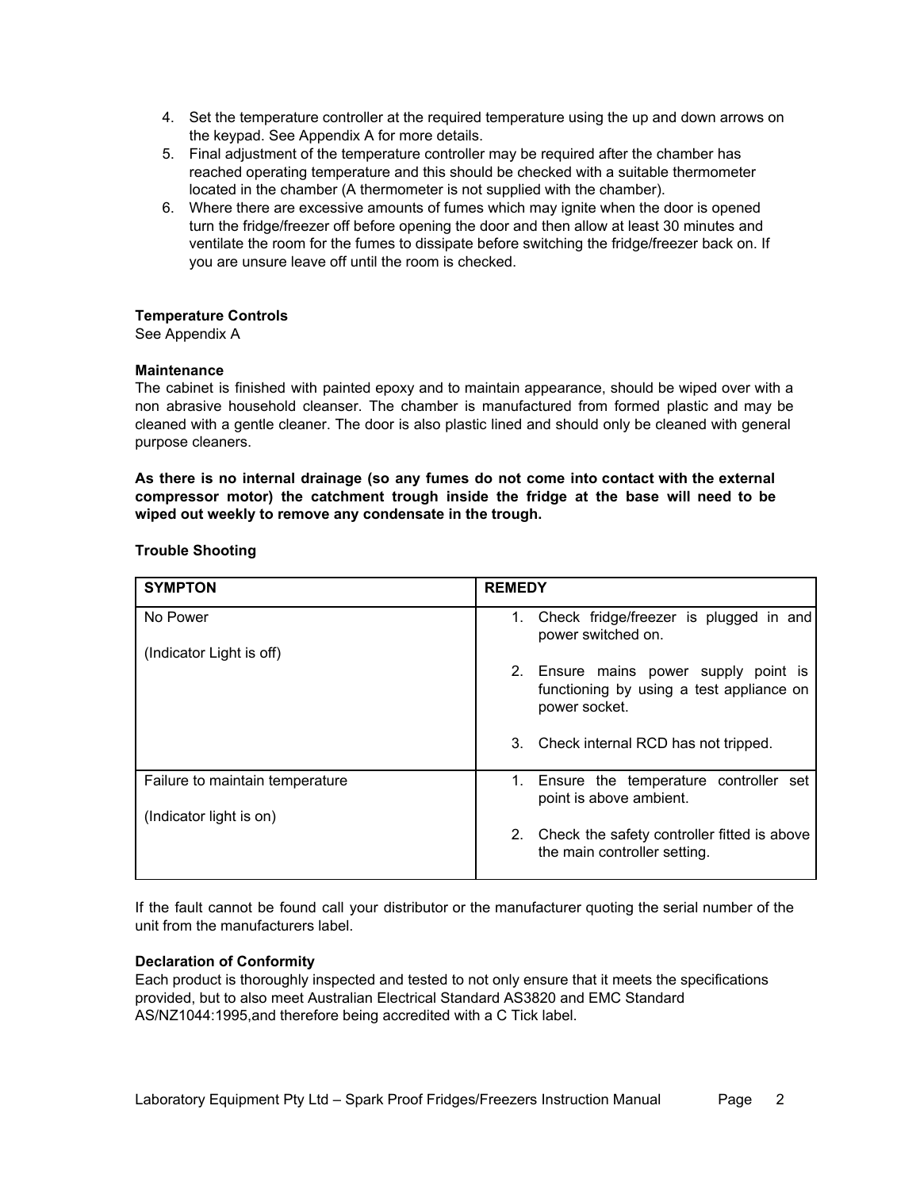4. Set the temperature controller at the required temperature using the up and down arrows on the keypad. See Appendix A for more details.
5. Final adjustment of the temperature controller may be required after the chamber has reached operating temperature and this should be checked with a suitable thermometer located in the chamber (A thermometer is not supplied with the chamber).
6. Where there are excessive amounts of fumes which may ignite when the door is opened turn the fridge/freezer off before opening the door and then allow at least 30 minutes and ventilate the room for the fumes to dissipate before switching the fridge/freezer back on. If you are unsure leave off until the room is checked.

**Temperature Controls**
See Appendix A

**Maintenance**
The cabinet is finished with painted epoxy and to maintain appearance, should be wiped over with a non abrasive household cleanser. The chamber is manufactured from formed plastic and may be cleaned with a gentle cleaner. The door is also plastic lined and should only be cleaned with general purpose cleaners.

**As there is no internal drainage (so any fumes do not come into contact with the external compressor motor) the catchment trough inside the fridge at the base will need to be wiped out weekly to remove any condensate in the trough.**

**Trouble Shooting**

| SYMPTON | REMEDY |
|---|---|
| No Power<br><br>(Indicator Light is off) | 1. Check fridge/freezer is plugged in and power switched on.<br><br>2. Ensure mains power supply point is functioning by using a test appliance on power socket.<br><br>3. Check internal RCD has not tripped. |
| Failure to maintain temperature<br><br>(Indicator light is on) | 1. Ensure the temperature controller set point is above ambient.<br><br>2. Check the safety controller fitted is above the main controller setting. |

If the fault cannot be found call your distributor or the manufacturer quoting the serial number of the unit from the manufacturers label.

**Declaration of Conformity**
Each product is thoroughly inspected and tested to not only ensure that it meets the specifications provided, but to also meet Australian Electrical Standard AS3820 and EMC Standard AS/NZ1044:1995,and therefore being accredited with a C Tick label.